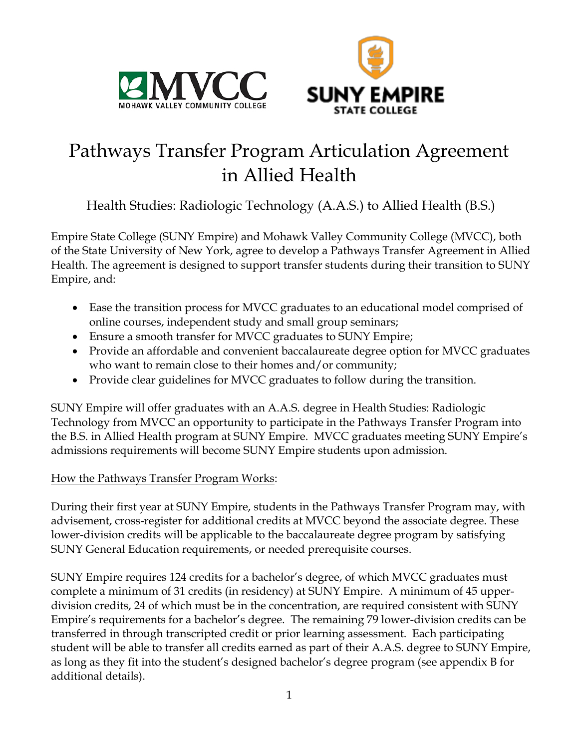MVCC
MOHAWK VALLEY COMMUNITY COLLEGE

SUNY EMPIRE
STATE COLLEGE

# Pathways Transfer Program Articulation Agreement in Allied Health

## Health Studies: Radiologic Technology (A.A.S.) to Allied Health (B.S.)

Empire State College (SUNY Empire) and Mohawk Valley Community College (MVCC), both of the State University of New York, agree to develop a Pathways Transfer Agreement in Allied Health. The agreement is designed to support transfer students during their transition to SUNY Empire, and:

- Ease the transition process for MVCC graduates to an educational model comprised of online courses, independent study and small group seminars;
- Ensure a smooth transfer for MVCC graduates to SUNY Empire;
- Provide an affordable and convenient baccalaureate degree option for MVCC graduates who want to remain close to their homes and/or community;
- Provide clear guidelines for MVCC graduates to follow during the transition.

SUNY Empire will offer graduates with an A.A.S. degree in Health Studies: Radiologic Technology from MVCC an opportunity to participate in the Pathways Transfer Program into the B.S. in Allied Health program at SUNY Empire. MVCC graduates meeting SUNY Empire's admissions requirements will become SUNY Empire students upon admission.

How the Pathways Transfer Program Works:

During their first year at SUNY Empire, students in the Pathways Transfer Program may, with advisement, cross-register for additional credits at MVCC beyond the associate degree. These lower-division credits will be applicable to the baccalaureate degree program by satisfying SUNY General Education requirements, or needed prerequisite courses.

SUNY Empire requires 124 credits for a bachelor's degree, of which MVCC graduates must complete a minimum of 31 credits (in residency) at SUNY Empire. A minimum of 45 upper-division credits, 24 of which must be in the concentration, are required consistent with SUNY Empire's requirements for a bachelor's degree. The remaining 79 lower-division credits can be transferred in through transcripted credit or prior learning assessment. Each participating student will be able to transfer all credits earned as part of their A.A.S. degree to SUNY Empire, as long as they fit into the student's designed bachelor's degree program (see appendix B for additional details).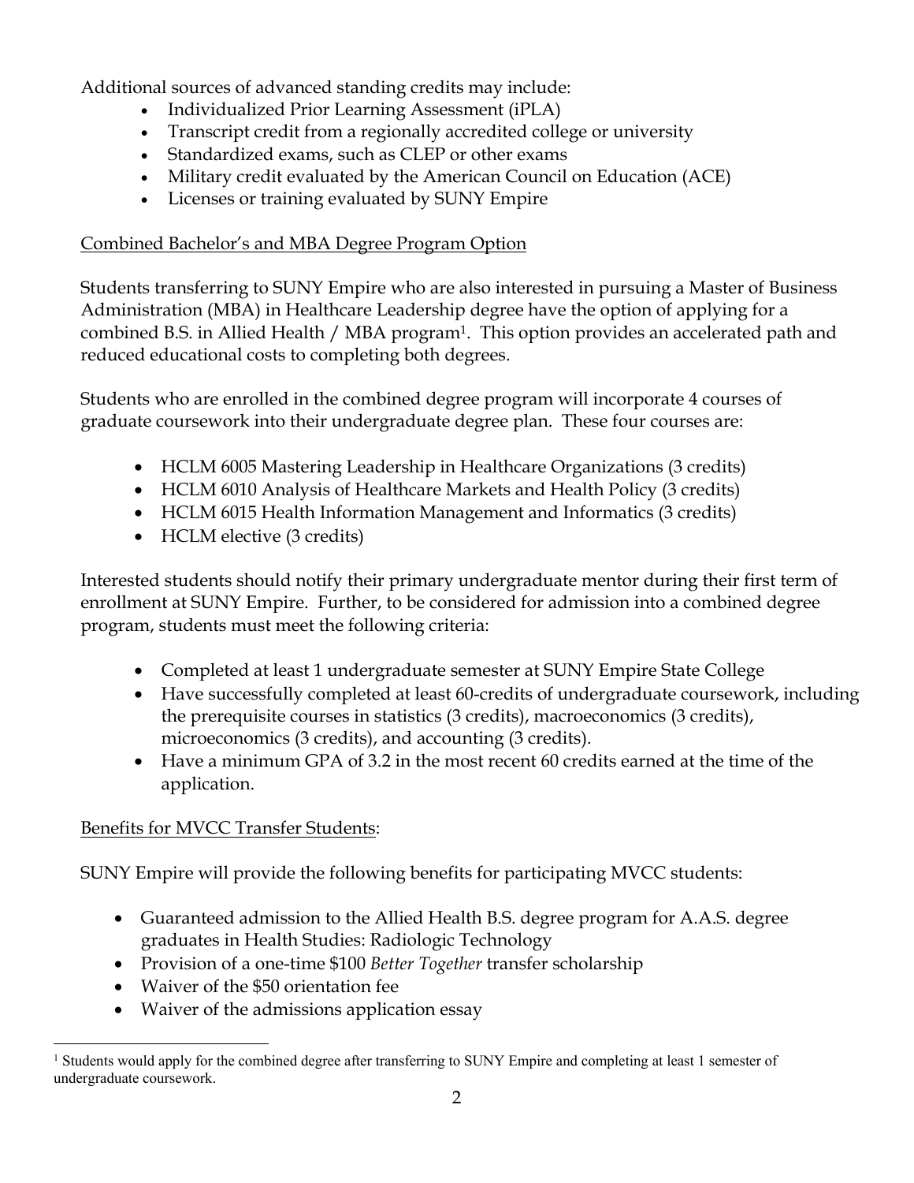Additional sources of advanced standing credits may include:

- Individualized Prior Learning Assessment (iPLA)
- Transcript credit from a regionally accredited college or university
- Standardized exams, such as CLEP or other exams
- Military credit evaluated by the American Council on Education (ACE)
- Licenses or training evaluated by SUNY Empire

## Combined Bachelor's and MBA Degree Program Option

Students transferring to SUNY Empire who are also interested in pursuing a Master of Business Administration (MBA) in Healthcare Leadership degree have the option of applying for a combined B.S. in Allied Health / MBA program[1]. This option provides an accelerated path and reduced educational costs to completing both degrees.

Students who are enrolled in the combined degree program will incorporate 4 courses of graduate coursework into their undergraduate degree plan. These four courses are:

- HCLM 6005 Mastering Leadership in Healthcare Organizations (3 credits)
- HCLM 6010 Analysis of Healthcare Markets and Health Policy (3 credits)
- HCLM 6015 Health Information Management and Informatics (3 credits)
- HCLM elective (3 credits)

Interested students should notify their primary undergraduate mentor during their first term of enrollment at SUNY Empire. Further, to be considered for admission into a combined degree program, students must meet the following criteria:

- Completed at least 1 undergraduate semester at SUNY Empire State College
- Have successfully completed at least 60-credits of undergraduate coursework, including the prerequisite courses in statistics (3 credits), macroeconomics (3 credits), microeconomics (3 credits), and accounting (3 credits).
- Have a minimum GPA of 3.2 in the most recent 60 credits earned at the time of the application.

## Benefits for MVCC Transfer Students:

SUNY Empire will provide the following benefits for participating MVCC students:

- Guaranteed admission to the Allied Health B.S. degree program for A.A.S. degree graduates in Health Studies: Radiologic Technology
- Provision of a one-time $100 *Better Together* transfer scholarship
- Waiver of the $50 orientation fee
- Waiver of the admissions application essay

[1] Students would apply for the combined degree after transferring to SUNY Empire and completing at least 1 semester of undergraduate coursework.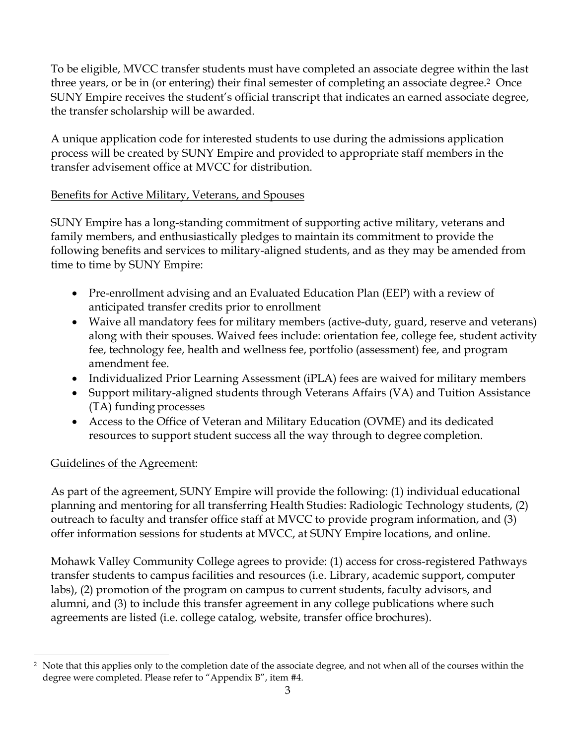To be eligible, MVCC transfer students must have completed an associate degree within the last three years, or be in (or entering) their final semester of completing an associate degree.[2] Once SUNY Empire receives the student's official transcript that indicates an earned associate degree, the transfer scholarship will be awarded.

A unique application code for interested students to use during the admissions application process will be created by SUNY Empire and provided to appropriate staff members in the transfer advisement office at MVCC for distribution.

Benefits for Active Military, Veterans, and Spouses

SUNY Empire has a long-standing commitment of supporting active military, veterans and family members, and enthusiastically pledges to maintain its commitment to provide the following benefits and services to military-aligned students, and as they may be amended from time to time by SUNY Empire:

- Pre-enrollment advising and an Evaluated Education Plan (EEP) with a review of anticipated transfer credits prior to enrollment
- Waive all mandatory fees for military members (active-duty, guard, reserve and veterans) along with their spouses. Waived fees include: orientation fee, college fee, student activity fee, technology fee, health and wellness fee, portfolio (assessment) fee, and program amendment fee.
- Individualized Prior Learning Assessment (iPLA) fees are waived for military members
- Support military-aligned students through Veterans Affairs (VA) and Tuition Assistance (TA) funding processes
- Access to the Office of Veteran and Military Education (OVME) and its dedicated resources to support student success all the way through to degree completion.

Guidelines of the Agreement:

As part of the agreement, SUNY Empire will provide the following: (1) individual educational planning and mentoring for all transferring Health Studies: Radiologic Technology students, (2) outreach to faculty and transfer office staff at MVCC to provide program information, and (3) offer information sessions for students at MVCC, at SUNY Empire locations, and online.

Mohawk Valley Community College agrees to provide: (1) access for cross-registered Pathways transfer students to campus facilities and resources (i.e. Library, academic support, computer labs), (2) promotion of the program on campus to current students, faculty advisors, and alumni, and (3) to include this transfer agreement in any college publications where such agreements are listed (i.e. college catalog, website, transfer office brochures).

---

[2] Note that this applies only to the completion date of the associate degree, and not when all of the courses within the degree were completed. Please refer to "Appendix B", item #4.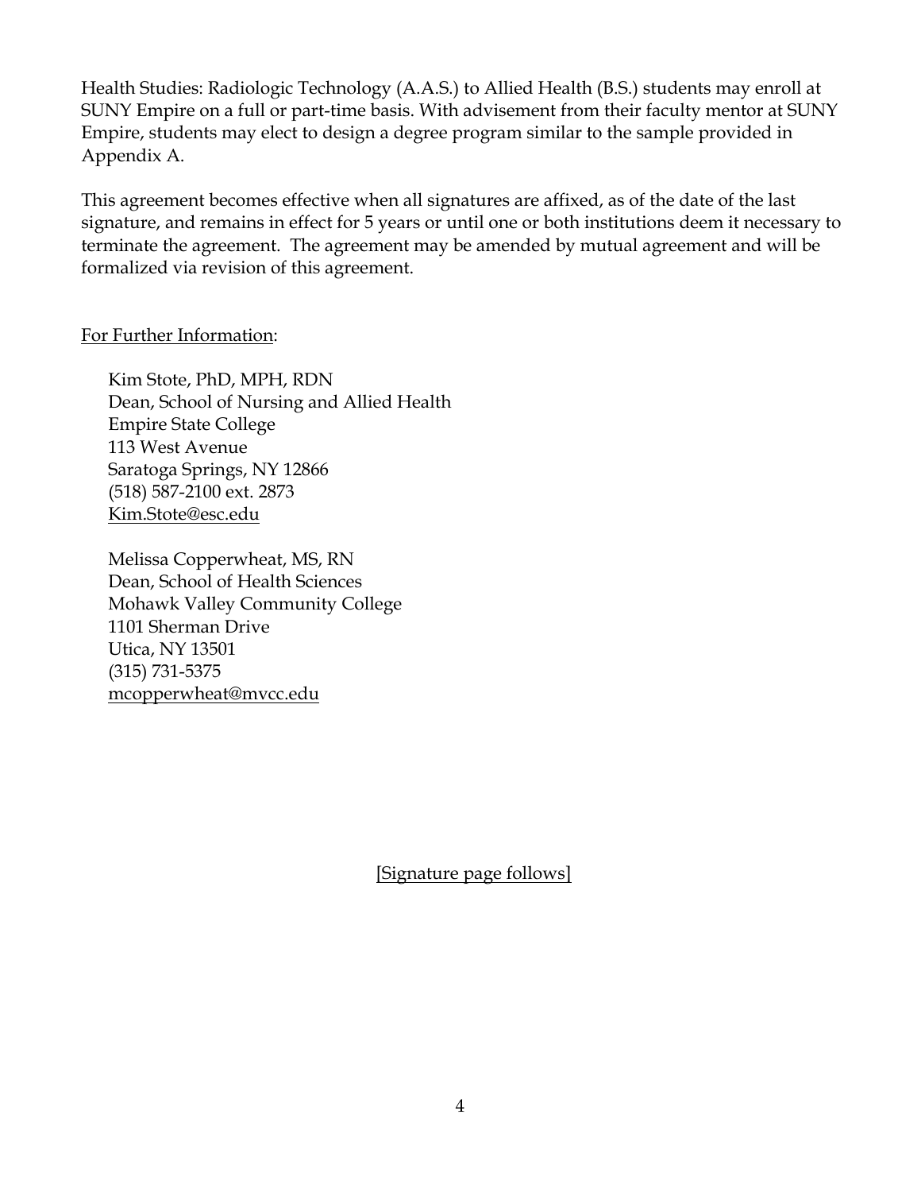Health Studies: Radiologic Technology (A.A.S.) to Allied Health (B.S.) students may enroll at SUNY Empire on a full or part-time basis. With advisement from their faculty mentor at SUNY Empire, students may elect to design a degree program similar to the sample provided in Appendix A.

This agreement becomes effective when all signatures are affixed, as of the date of the last signature, and remains in effect for 5 years or until one or both institutions deem it necessary to terminate the agreement. The agreement may be amended by mutual agreement and will be formalized via revision of this agreement.

<u>For Further Information</u>:

Kim Stote, PhD, MPH, RDN
Dean, School of Nursing and Allied Health
Empire State College
113 West Avenue
Saratoga Springs, NY 12866
(518) 587-2100 ext. 2873
Kim.Stote@esc.edu

Melissa Copperwheat, MS, RN
Dean, School of Health Sciences
Mohawk Valley Community College
1101 Sherman Drive
Utica, NY 13501
(315) 731-5375
mcopperwheat@mvcc.edu

[Signature page follows]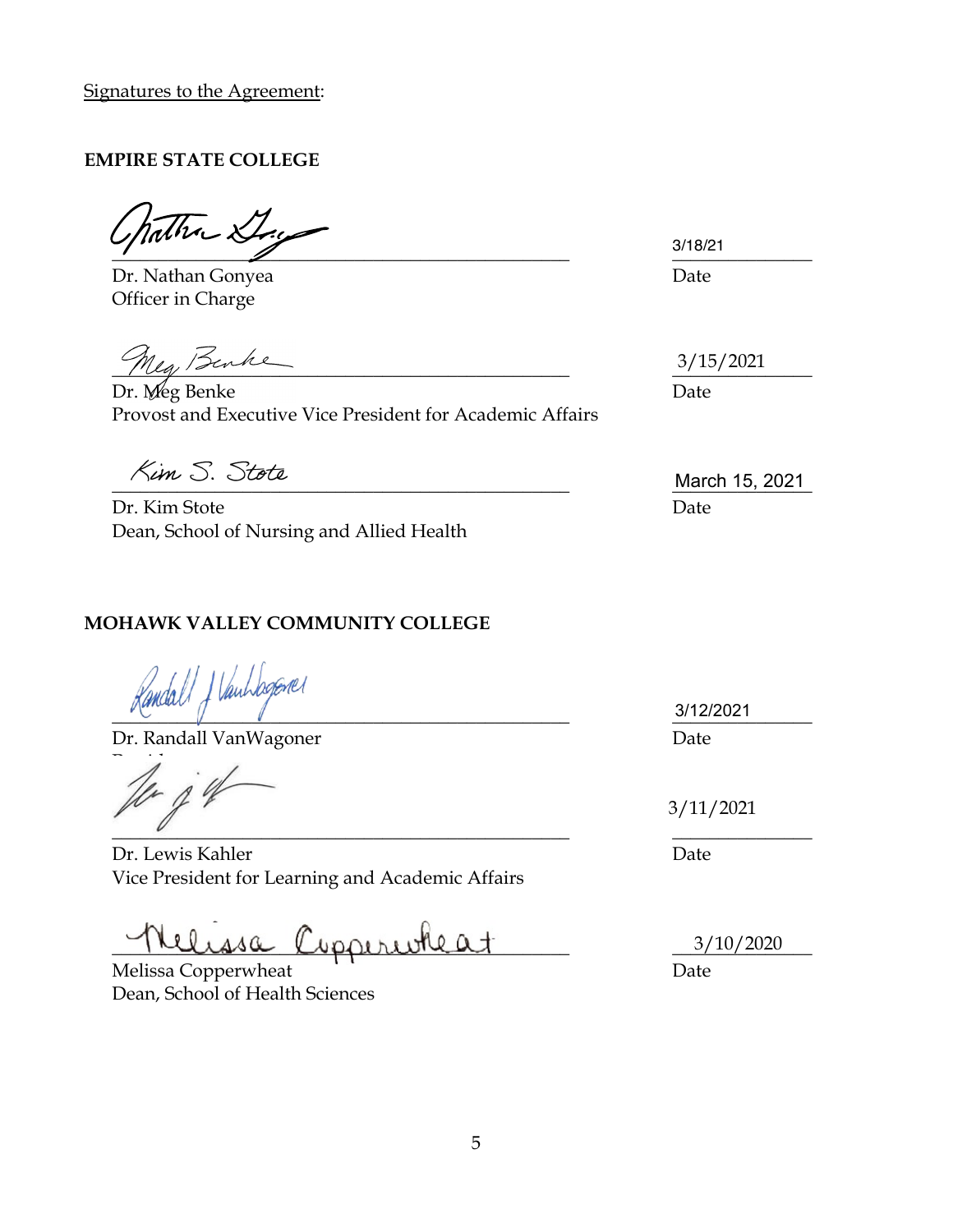Signatures to the Agreement:

**EMPIRE STATE COLLEGE**

_______________________________ 3/18/21
Dr. Nathan Gonyea
Officer in Charge
Date

_______________________________ 3/15/2021
Dr. Meg Benke
Provost and Executive Vice President for Academic Affairs
Date

_______________________________ March 15, 2021
Dr. Kim Stote
Dean, School of Nursing and Allied Health
Date

**MOHAWK VALLEY COMMUNITY COLLEGE**

_______________________________ 3/12/2021
Dr. Randall VanWagoner
President
Date

_______________________________ 3/11/2021
Dr. Lewis Kahler
Vice President for Learning and Academic Affairs
Date

_______________________________ 3/10/2020
Melissa Copperwheat
Dean, School of Health Sciences
Date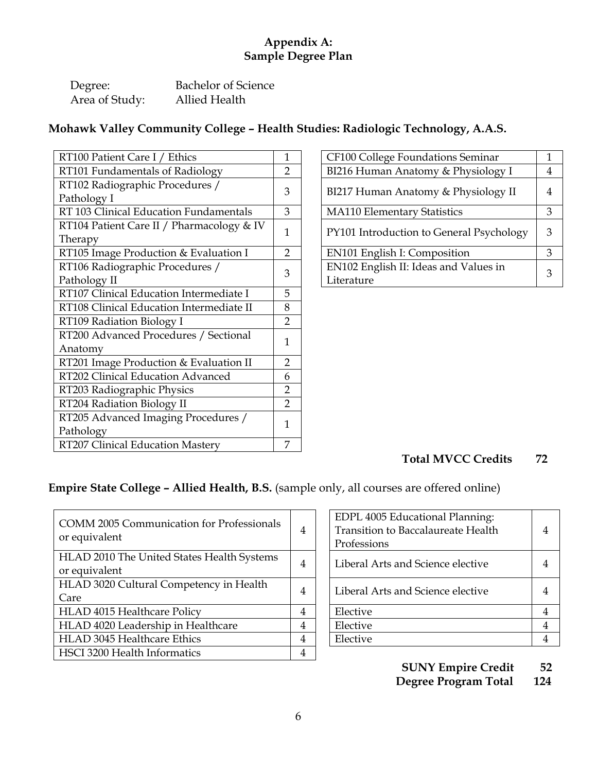## Appendix A:
## Sample Degree Plan

Degree: Bachelor of Science
Area of Study: Allied Health

### Mohawk Valley Community College – Health Studies: Radiologic Technology, A.A.S.

| | |
|---|---|
| RT100 Patient Care I / Ethics | 1 |
| RT101 Fundamentals of Radiology | 2 |
| RT102 Radiographic Procedures / Pathology I | 3 |
| RT 103 Clinical Education Fundamentals | 3 |
| RT104 Patient Care II / Pharmacology & IV Therapy | 1 |
| RT105 Image Production & Evaluation I | 2 |
| RT106 Radiographic Procedures / Pathology II | 3 |
| RT107 Clinical Education Intermediate I | 5 |
| RT108 Clinical Education Intermediate II | 8 |
| RT109 Radiation Biology I | 2 |
| RT200 Advanced Procedures / Sectional Anatomy | 1 |
| RT201 Image Production & Evaluation II | 2 |
| RT202 Clinical Education Advanced | 6 |
| RT203 Radiographic Physics | 2 |
| RT204 Radiation Biology II | 2 |
| RT205 Advanced Imaging Procedures / Pathology | 1 |
| RT207 Clinical Education Mastery | 7 |

| | |
|---|---|
| CF100 College Foundations Seminar | 1 |
| BI216 Human Anatomy & Physiology I | 4 |
| BI217 Human Anatomy & Physiology II | 4 |
| MA110 Elementary Statistics | 3 |
| PY101 Introduction to General Psychology | 3 |
| EN101 English I: Composition | 3 |
| EN102 English II: Ideas and Values in Literature | 3 |

**Total MVCC Credits 72**

### Empire State College – Allied Health, B.S. (sample only, all courses are offered online)

| | |
|---|---|
| COMM 2005 Communication for Professionals or equivalent | 4 |
| HLAD 2010 The United States Health Systems or equivalent | 4 |
| HLAD 3020 Cultural Competency in Health Care | 4 |
| HLAD 4015 Healthcare Policy | 4 |
| HLAD 4020 Leadership in Healthcare | 4 |
| HLAD 3045 Healthcare Ethics | 4 |
| HSCI 3200 Health Informatics | 4 |

| | |
|---|---|
| EDPL 4005 Educational Planning: Transition to Baccalaureate Health Professions | 4 |
| Liberal Arts and Science elective | 4 |
| Liberal Arts and Science elective | 4 |
| Elective | 4 |
| Elective | 4 |
| Elective | 4 |

**SUNY Empire Credit 52**
**Degree Program Total 124**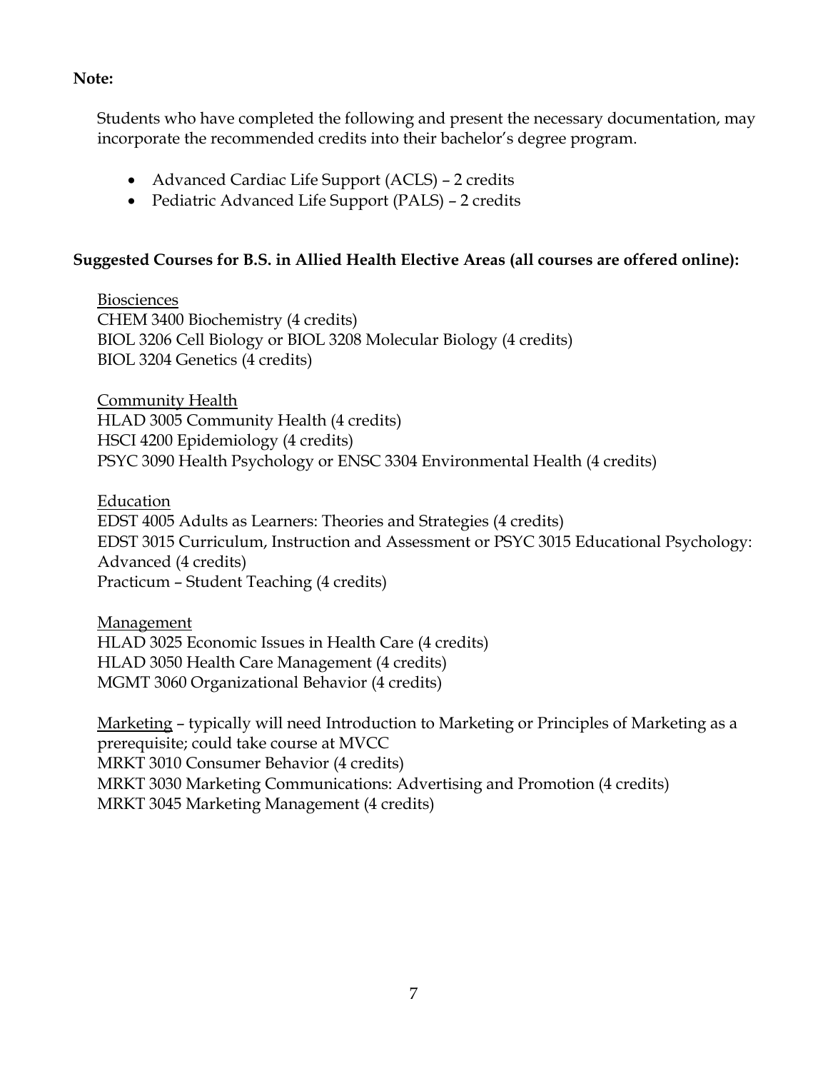**Note:**

Students who have completed the following and present the necessary documentation, may incorporate the recommended credits into their bachelor's degree program.

- Advanced Cardiac Life Support (ACLS) – 2 credits
- Pediatric Advanced Life Support (PALS) – 2 credits

**Suggested Courses for B.S. in Allied Health Elective Areas (all courses are offered online):**

<u>Biosciences</u>
CHEM 3400 Biochemistry (4 credits)
BIOL 3206 Cell Biology or BIOL 3208 Molecular Biology (4 credits)
BIOL 3204 Genetics (4 credits)

<u>Community Health</u>
HLAD 3005 Community Health (4 credits)
HSCI 4200 Epidemiology (4 credits)
PSYC 3090 Health Psychology or ENSC 3304 Environmental Health (4 credits)

<u>Education</u>
EDST 4005 Adults as Learners: Theories and Strategies (4 credits)
EDST 3015 Curriculum, Instruction and Assessment or PSYC 3015 Educational Psychology: Advanced (4 credits)
Practicum – Student Teaching (4 credits)

<u>Management</u>
HLAD 3025 Economic Issues in Health Care (4 credits)
HLAD 3050 Health Care Management (4 credits)
MGMT 3060 Organizational Behavior (4 credits)

<u>Marketing</u> – typically will need Introduction to Marketing or Principles of Marketing as a prerequisite; could take course at MVCC
MRKT 3010 Consumer Behavior (4 credits)
MRKT 3030 Marketing Communications: Advertising and Promotion (4 credits)
MRKT 3045 Marketing Management (4 credits)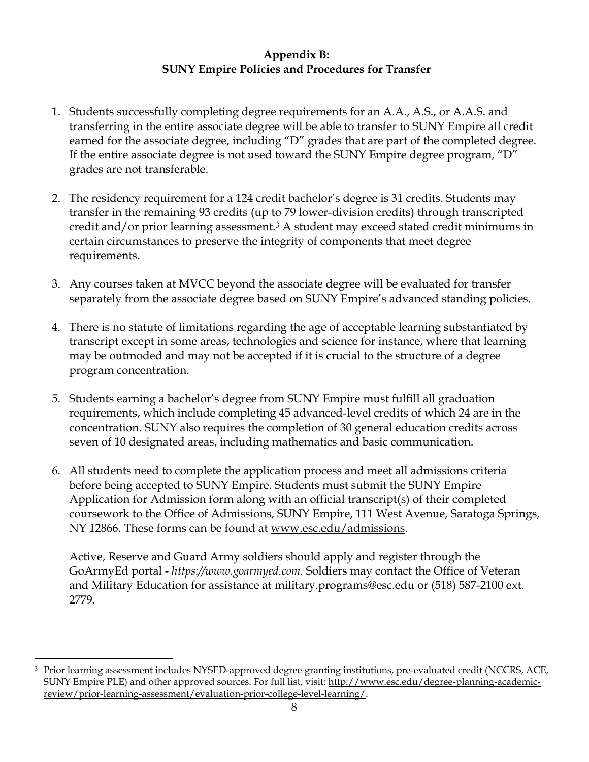## Appendix B:
## SUNY Empire Policies and Procedures for Transfer

1. Students successfully completing degree requirements for an A.A., A.S., or A.A.S. and transferring in the entire associate degree will be able to transfer to SUNY Empire all credit earned for the associate degree, including "D" grades that are part of the completed degree. If the entire associate degree is not used toward the SUNY Empire degree program, "D" grades are not transferable.

2. The residency requirement for a 124 credit bachelor's degree is 31 credits. Students may transfer in the remaining 93 credits (up to 79 lower-division credits) through transcripted credit and/or prior learning assessment.[3] A student may exceed stated credit minimums in certain circumstances to preserve the integrity of components that meet degree requirements.

3. Any courses taken at MVCC beyond the associate degree will be evaluated for transfer separately from the associate degree based on SUNY Empire's advanced standing policies.

4. There is no statute of limitations regarding the age of acceptable learning substantiated by transcript except in some areas, technologies and science for instance, where that learning may be outmoded and may not be accepted if it is crucial to the structure of a degree program concentration.

5. Students earning a bachelor's degree from SUNY Empire must fulfill all graduation requirements, which include completing 45 advanced-level credits of which 24 are in the concentration. SUNY also requires the completion of 30 general education credits across seven of 10 designated areas, including mathematics and basic communication.

6. All students need to complete the application process and meet all admissions criteria before being accepted to SUNY Empire. Students must submit the SUNY Empire Application for Admission form along with an official transcript(s) of their completed coursework to the Office of Admissions, SUNY Empire, 111 West Avenue, Saratoga Springs, NY 12866. These forms can be found at www.esc.edu/admissions.

   Active, Reserve and Guard Army soldiers should apply and register through the GoArmyEd portal - *https://www.goarmyed.com*. Soldiers may contact the Office of Veteran and Military Education for assistance at military.programs@esc.edu or (518) 587-2100 ext. 2779.

---

[3] Prior learning assessment includes NYSED-approved degree granting institutions, pre-evaluated credit (NCCRS, ACE, SUNY Empire PLE) and other approved sources. For full list, visit: http://www.esc.edu/degree-planning-academic-review/prior-learning-assessment/evaluation-prior-college-level-learning/.